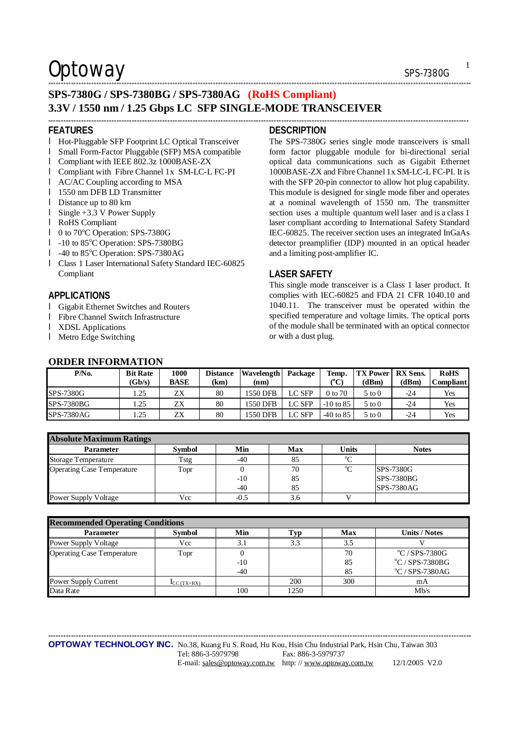Optoway

# SPS-7380G / SPS-7380BG / SPS-7380AG (RoHS Compliant)

# 3.3V / 1550 nm / 1.25 Gbps LC SFP SINGLE-MODE TRANSCEIVER

## FEATURES

- Hot-Pluggable SFP Footprint LC Optical Transceiver
- Small Form-Factor Pluggable (SFP) MSA compatible
- Compliant with IEEE 802.3z 1000BASE-ZX
- Compliant with Fibre Channel 1x SM-LC-L FC-PI
- AC/AC Coupling according to MSA
- 1550 nm DFB LD Transmitter
- Distance up to 80 km
- Single +3.3 V Power Supply
- RoHS Compliant
- 0 to 70°C Operation: SPS-7380G
- -10 to 85°C Operation: SPS-7380BG
- -40 to 85°C Operation: SPS-7380AG
- Class 1 Laser International Safety Standard IEC-60825 Compliant

## APPLICATIONS

- Gigabit Ethernet Switches and Routers
- Fibre Channel Switch Infrastructure
- XDSL Applications
- Metro Edge Switching

## DESCRIPTION

The SPS-7380G series single mode transceivers is small form factor pluggable module for bi-directional serial optical data communications such as Gigabit Ethernet 1000BASE-ZX and Fibre Channel 1x SM-LC-L FC-PI. It is with the SFP 20-pin connector to allow hot plug capability. This module is designed for single mode fiber and operates at a nominal wavelength of 1550 nm. The transmitter section uses a multiple quantum well laser and is a class 1 laser compliant according to International Safety Standard IEC-60825. The receiver section uses an integrated InGaAs detector preamplifier (IDP) mounted in an optical header and a limiting post-amplifier IC.

## LASER SAFETY

This single mode transceiver is a Class 1 laser product. It complies with IEC-60825 and FDA 21 CFR 1040.10 and 1040.11. The transceiver must be operated within the specified temperature and voltage limits. The optical ports of the module shall be terminated with an optical connector or with a dust plug.

## ORDER INFORMATION

| P/No. | Bit Rate (Gb/s) | 1000 BASE | Distance (km) | Wavelength (nm) | Package | Temp. (°C) | TX Power (dBm) | RX Sens. (dBm) | RoHS Compliant |
|---|---|---|---|---|---|---|---|---|---|
| SPS-7380G | 1.25 | ZX | 80 | 1550 DFB | LC SFP | 0 to 70 | 5 to 0 | -24 | Yes |
| SPS-7380BG | 1.25 | ZX | 80 | 1550 DFB | LC SFP | -10 to 85 | 5 to 0 | -24 | Yes |
| SPS-7380AG | 1.25 | ZX | 80 | 1550 DFB | LC SFP | -40 to 85 | 5 to 0 | -24 | Yes |

**Absolute Maximum Ratings**

| Parameter | Symbol | Min | Max | Units | Notes |
|---|---|---|---|---|---|
| Storage Temperature | Tstg | -40 | 85 | °C | |
| Operating Case Temperature | Topr | 0 | 70 | °C | SPS-7380G |
| | | -10 | 85 | | SPS-7380BG |
| | | -40 | 85 | | SPS-7380AG |
| Power Supply Voltage | Vcc | -0.5 | 3.6 | V | |

**Recommended Operating Conditions**

| Parameter | Symbol | Min | Typ | Max | Units / Notes |
|---|---|---|---|---|---|
| Power Supply Voltage | Vcc | 3.1 | 3.3 | 3.5 | V |
| Operating Case Temperature | Topr | 0 | | 70 | °C / SPS-7380G |
| | | -10 | | 85 | °C / SPS-7380BG |
| | | -40 | | 85 | °C / SPS-7380AG |
| Power Supply Current | $I_{CC\,(TX+RX)}$ | | 200 | 300 | mA |
| Data Rate | | 100 | 1250 | | Mb/s |

**OPTOWAY TECHNOLOGY INC.** No.38, Kuang Fu S. Road, Hu Kou, Hsin Chu Industrial Park, Hsin Chu, Taiwan 303
Tel: 886-3-5979798 Fax: 886-3-5979737
E-mail: sales@optoway.com.tw http: // www.optoway.com.tw 12/1/2005 V2.0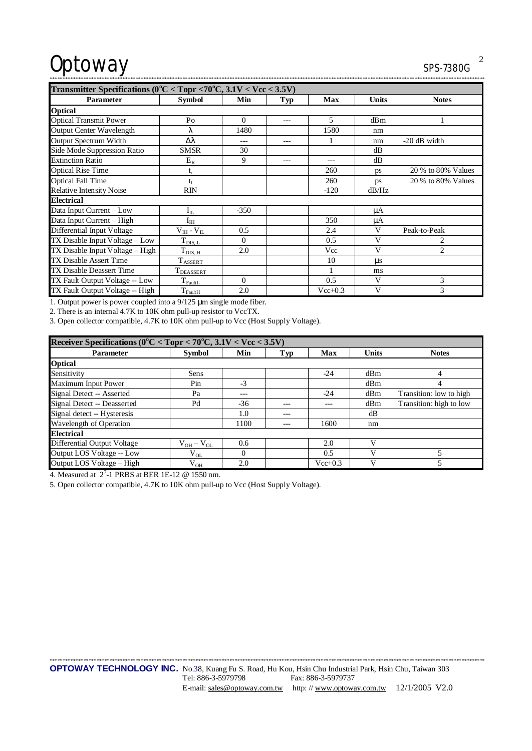| Transmitter Specifications (0°C < Topr <70°C, 3.1V < Vcc < 3.5V) | | | | | | |
|---|---|---|---|---|---|---|
| **Parameter** | **Symbol** | **Min** | **Typ** | **Max** | **Units** | **Notes** |
| **Optical** | | | | | | |
| Optical Transmit Power | Po | 0 | --- | 5 | dBm | 1 |
| Output Center Wavelength | λ | 1480 | | 1580 | nm | |
| Output Spectrum Width | Δλ | --- | --- | 1 | nm | -20 dB width |
| Side Mode Suppression Ratio | SMSR | 30 | | | dB | |
| Extinction Ratio | $E_R$ | 9 | --- | --- | dB | |
| Optical Rise Time | $t_r$ | | | 260 | ps | 20 % to 80% Values |
| Optical Fall Time | $t_f$ | | | 260 | ps | 20 % to 80% Values |
| Relative Intensity Noise | RIN | | | -120 | dB/Hz | |
| **Electrical** | | | | | | |
| Data Input Current – Low | $I_{IL}$ | -350 | | | μA | |
| Data Input Current – High | $I_{IH}$ | | | 350 | μA | |
| Differential Input Voltage | $V_{IH}$ - $V_{IL}$ | 0.5 | | 2.4 | V | Peak-to-Peak |
| TX Disable Input Voltage – Low | $T_{DIS, L}$ | 0 | | 0.5 | V | 2 |
| TX Disable Input Voltage – High | $T_{DIS, H}$ | 2.0 | | Vcc | V | 2 |
| TX Disable Assert Time | $T_{ASSERT}$ | | | 10 | μs | |
| TX Disable Deassert Time | $T_{DEASSERT}$ | | | 1 | ms | |
| TX Fault Output Voltage -- Low | $T_{FaultL}$ | 0 | | 0.5 | V | 3 |
| TX Fault Output Voltage -- High | $T_{FaultH}$ | 2.0 | | Vcc+0.3 | V | 3 |

1. Output power is power coupled into a 9/125 μm single mode fiber.
2. There is an internal 4.7K to 10K ohm pull-up resistor to VccTX.
3. Open collector compatible, 4.7K to 10K ohm pull-up to Vcc (Host Supply Voltage).

| Receiver Specifications (0°C < Topr < 70°C, 3.1V < Vcc < 3.5V) | | | | | | |
|---|---|---|---|---|---|---|
| **Parameter** | **Symbol** | **Min** | **Typ** | **Max** | **Units** | **Notes** |
| **Optical** | | | | | | |
| Sensitivity | Sens | | | -24 | dBm | 4 |
| Maximum Input Power | Pin | -3 | | | dBm | 4 |
| Signal Detect -- Asserted | Pa | --- | | -24 | dBm | Transition: low to high |
| Signal Detect -- Deasserted | Pd | -36 | --- | --- | dBm | Transition: high to low |
| Signal detect -- Hysteresis | | 1.0 | --- | | dB | |
| Wavelength of Operation | | 1100 | --- | 1600 | nm | |
| **Electrical** | | | | | | |
| Differential Output Voltage | $V_{OH} - V_{OL}$ | 0.6 | | 2.0 | V | |
| Output LOS Voltage -- Low | $V_{OL}$ | 0 | | 0.5 | V | 5 |
| Output LOS Voltage – High | $V_{OH}$ | 2.0 | | Vcc+0.3 | V | 5 |

4. Measured at $2^7$-1 PRBS at BER 1E-12 @ 1550 nm.
5. Open collector compatible, 4.7K to 10K ohm pull-up to Vcc (Host Supply Voltage).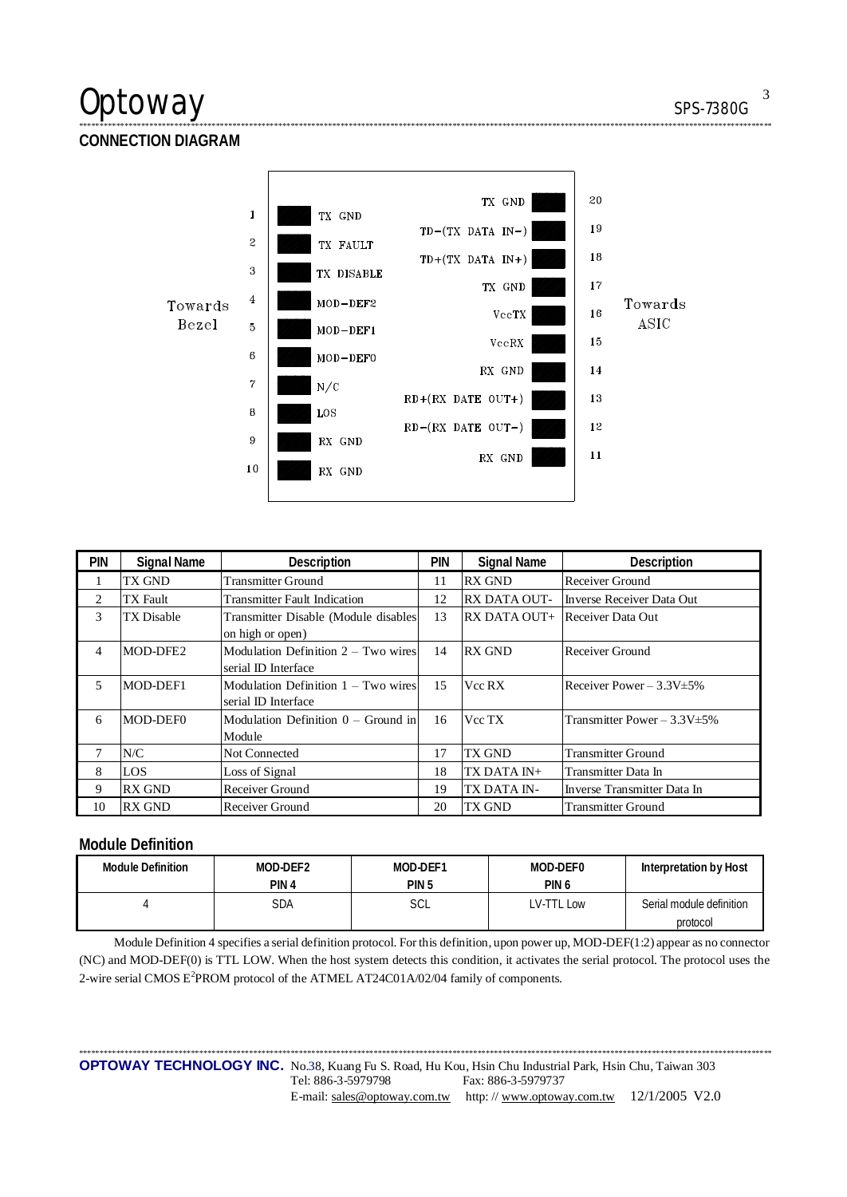## CONNECTION DIAGRAM

Towards Bezel

| Pin | Signal | Signal | Pin |
|---|---|---|---|
| 1 | TX GND | TX GND | 20 |
| 2 | TX FAULT | TD−(TX DATA IN−) | 19 |
| 3 | TX DISABLE | TD+(TX DATA IN+) | 18 |
| 4 | MOD−DEF2 | TX GND | 17 |
| 5 | MOD−DEF1 | VccTX | 16 |
| 6 | MOD−DEF0 | VccRX | 15 |
| 7 | N/C | RX GND | 14 |
| 8 | LOS | RD+(RX DATE OUT+) | 13 |
| 9 | RX GND | RD−(RX DATE OUT−) | 12 |
| 10 | RX GND | RX GND | 11 |

Towards ASIC

| PIN | Signal Name | Description | PIN | Signal Name | Description |
|---|---|---|---|---|---|
| 1 | TX GND | Transmitter Ground | 11 | RX GND | Receiver Ground |
| 2 | TX Fault | Transmitter Fault Indication | 12 | RX DATA OUT- | Inverse Receiver Data Out |
| 3 | TX Disable | Transmitter Disable (Module disables on high or open) | 13 | RX DATA OUT+ | Receiver Data Out |
| 4 | MOD-DFE2 | Modulation Definition 2 – Two wires serial ID Interface | 14 | RX GND | Receiver Ground |
| 5 | MOD-DEF1 | Modulation Definition 1 – Two wires serial ID Interface | 15 | Vcc RX | Receiver Power – 3.3V±5% |
| 6 | MOD-DEF0 | Modulation Definition 0 – Ground in Module | 16 | Vcc TX | Transmitter Power – 3.3V±5% |
| 7 | N/C | Not Connected | 17 | TX GND | Transmitter Ground |
| 8 | LOS | Loss of Signal | 18 | TX DATA IN+ | Transmitter Data In |
| 9 | RX GND | Receiver Ground | 19 | TX DATA IN- | Inverse Transmitter Data In |
| 10 | RX GND | Receiver Ground | 20 | TX GND | Transmitter Ground |

## Module Definition

| Module Definition | MOD-DEF2 PIN 4 | MOD-DEF1 PIN 5 | MOD-DEF0 PIN 6 | Interpretation by Host |
|---|---|---|---|---|
| 4 | SDA | SCL | LV-TTL Low | Serial module definition protocol |

Module Definition 4 specifies a serial definition protocol. For this definition, upon power up, MOD-DEF(1:2) appear as no connector (NC) and MOD-DEF(0) is TTL LOW. When the host system detects this condition, it activates the serial protocol. The protocol uses the 2-wire serial CMOS $E^2$PROM protocol of the ATMEL AT24C01A/02/04 family of components.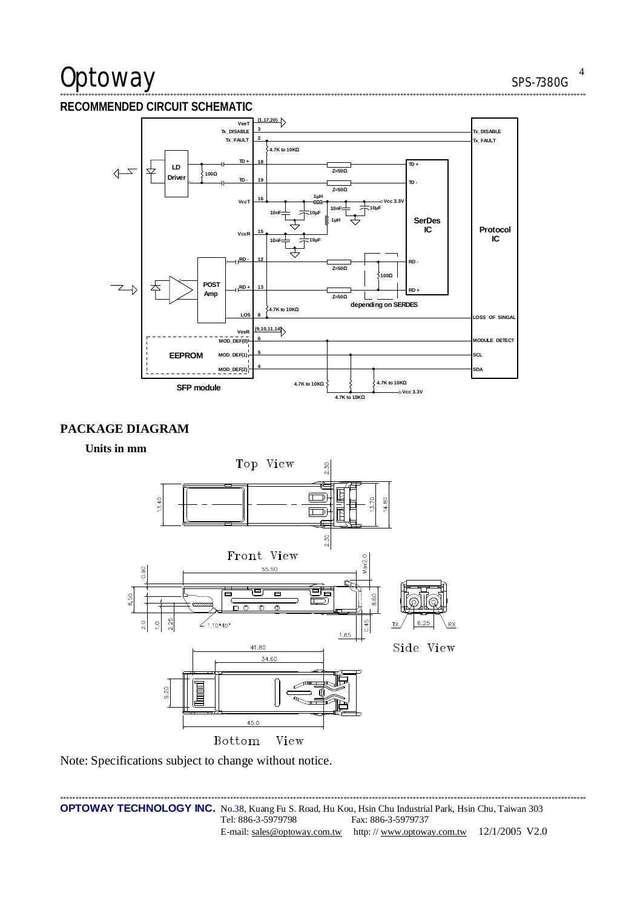## RECOMMENDED CIRCUIT SCHEMATIC

VeeT (1,17,20)
Tx_DISABLE 3
Tx_FAULT 2
4.7K to 10KΩ
LD Driver
100Ω
TD + 18
TD - 19
Z=50Ω
Z=50Ω
TD +
TD -
VccT 16
1μH
Vcc 3.3V
10nF
10μF
10nF
10μF
1μH
SerDes IC
VccR 15
10nF
10μF
Protocol IC
RD - 12
Z=50Ω
RD -
100Ω
POST Amp
RD + 13
Z=50Ω
RD +
depending on SERDES
4.7K to 10KΩ
LOS 8
LOSS OF SINGAL
VeeR (9,10,11,14)
MOD_DEF(0) 6
MODULE DETECT
EEPROM
MOD_DEF(1) 5
SCL
MOD_DEF(2) 4
SDA
SFP module
4.7K to 10KΩ
4.7K to 10KΩ
4.7K to 10KΩ
Vcc 3.3V
Tx_DISABLE
Tx_FAULT

## PACKAGE DIAGRAM

**Units in mm**

Top View
2.30
13.40
13.70
14.80
2.30

Front View
55.50
Max2.0
0.90
8.50
8.60
2.0
1.0
2.25
1.10*45°
0.45
1.65

Side View
TX
6.25
RX

41.80
34.60
9.20
45.0

Bottom View

Note: Specifications subject to change without notice.

**OPTOWAY TECHNOLOGY INC.** No.38, Kuang Fu S. Road, Hu Kou, Hsin Chu Industrial Park, Hsin Chu, Taiwan 303
Tel: 886-3-5979798 Fax: 886-3-5979737
E-mail: sales@optoway.com.tw http: // www.optoway.com.tw 12/1/2005 V2.0